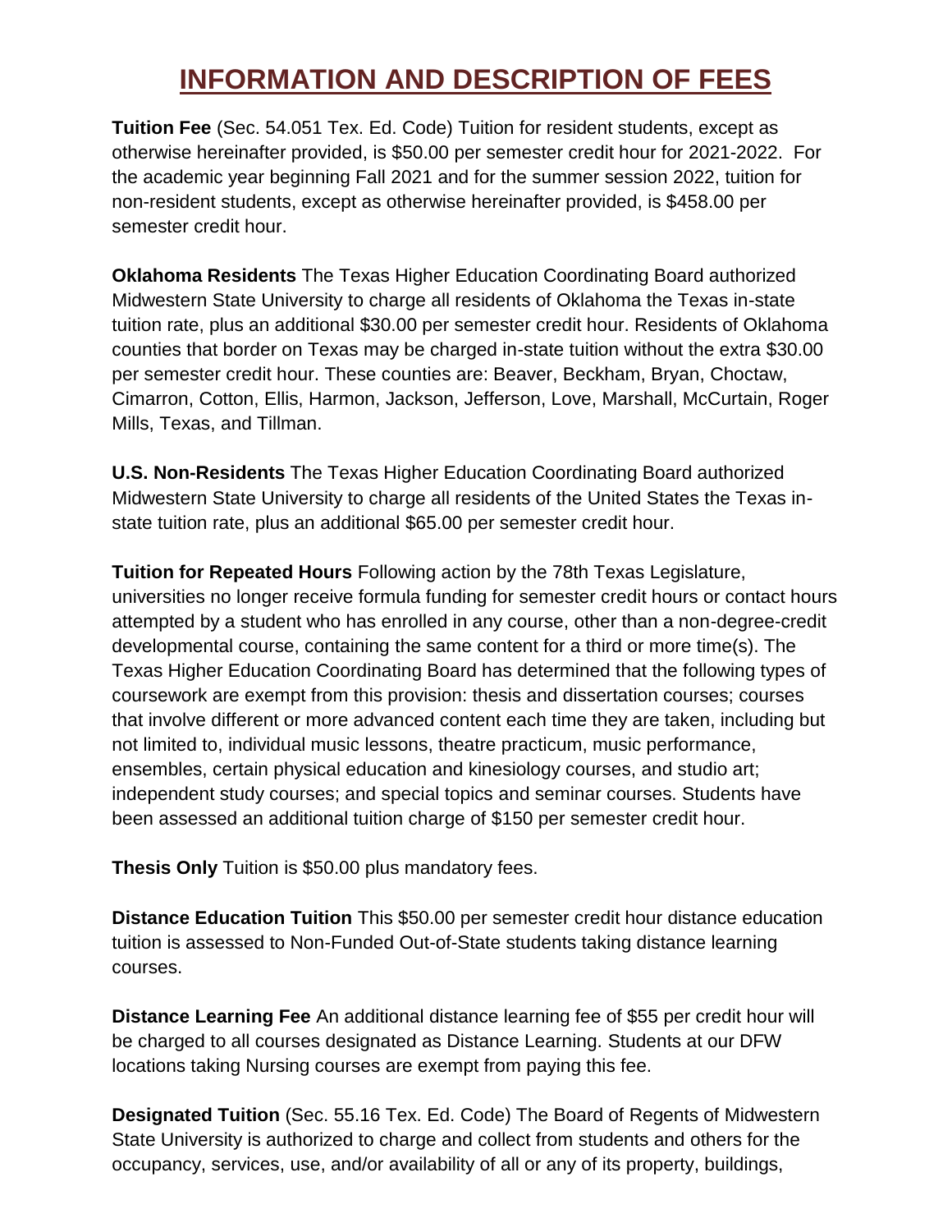# INFORMATION AND DESCRIPTION OF FEES

**Tuition Fee** (Sec. 54.051 Tex. Ed. Code) Tuition for resident students, except as otherwise hereinafter provided, is $50.00 per semester credit hour for 2021-2022. For the academic year beginning Fall 2021 and for the summer session 2022, tuition for non-resident students, except as otherwise hereinafter provided, is $458.00 per semester credit hour.

**Oklahoma Residents** The Texas Higher Education Coordinating Board authorized Midwestern State University to charge all residents of Oklahoma the Texas in-state tuition rate, plus an additional $30.00 per semester credit hour. Residents of Oklahoma counties that border on Texas may be charged in-state tuition without the extra $30.00 per semester credit hour. These counties are: Beaver, Beckham, Bryan, Choctaw, Cimarron, Cotton, Ellis, Harmon, Jackson, Jefferson, Love, Marshall, McCurtain, Roger Mills, Texas, and Tillman.

**U.S. Non-Residents** The Texas Higher Education Coordinating Board authorized Midwestern State University to charge all residents of the United States the Texas in-state tuition rate, plus an additional $65.00 per semester credit hour.

**Tuition for Repeated Hours** Following action by the 78th Texas Legislature, universities no longer receive formula funding for semester credit hours or contact hours attempted by a student who has enrolled in any course, other than a non-degree-credit developmental course, containing the same content for a third or more time(s). The Texas Higher Education Coordinating Board has determined that the following types of coursework are exempt from this provision: thesis and dissertation courses; courses that involve different or more advanced content each time they are taken, including but not limited to, individual music lessons, theatre practicum, music performance, ensembles, certain physical education and kinesiology courses, and studio art; independent study courses; and special topics and seminar courses. Students have been assessed an additional tuition charge of $150 per semester credit hour.

**Thesis Only** Tuition is $50.00 plus mandatory fees.

**Distance Education Tuition** This $50.00 per semester credit hour distance education tuition is assessed to Non-Funded Out-of-State students taking distance learning courses.

**Distance Learning Fee** An additional distance learning fee of $55 per credit hour will be charged to all courses designated as Distance Learning. Students at our DFW locations taking Nursing courses are exempt from paying this fee.

**Designated Tuition** (Sec. 55.16 Tex. Ed. Code) The Board of Regents of Midwestern State University is authorized to charge and collect from students and others for the occupancy, services, use, and/or availability of all or any of its property, buildings,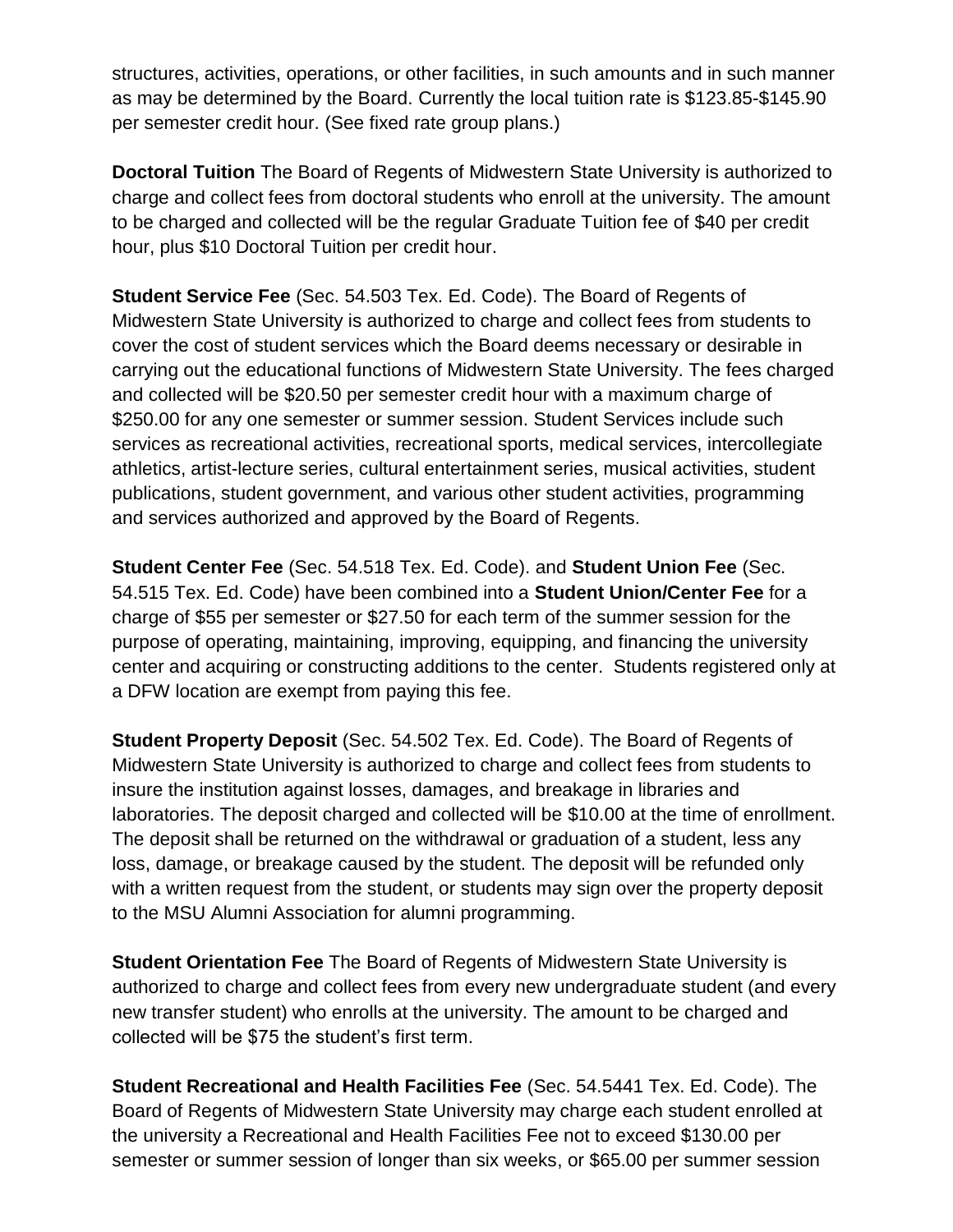structures, activities, operations, or other facilities, in such amounts and in such manner as may be determined by the Board. Currently the local tuition rate is $123.85-$145.90 per semester credit hour. (See fixed rate group plans.)

**Doctoral Tuition** The Board of Regents of Midwestern State University is authorized to charge and collect fees from doctoral students who enroll at the university. The amount to be charged and collected will be the regular Graduate Tuition fee of $40 per credit hour, plus $10 Doctoral Tuition per credit hour.

**Student Service Fee** (Sec. 54.503 Tex. Ed. Code). The Board of Regents of Midwestern State University is authorized to charge and collect fees from students to cover the cost of student services which the Board deems necessary or desirable in carrying out the educational functions of Midwestern State University. The fees charged and collected will be $20.50 per semester credit hour with a maximum charge of $250.00 for any one semester or summer session. Student Services include such services as recreational activities, recreational sports, medical services, intercollegiate athletics, artist-lecture series, cultural entertainment series, musical activities, student publications, student government, and various other student activities, programming and services authorized and approved by the Board of Regents.

**Student Center Fee** (Sec. 54.518 Tex. Ed. Code). and **Student Union Fee** (Sec. 54.515 Tex. Ed. Code) have been combined into a **Student Union/Center Fee** for a charge of $55 per semester or $27.50 for each term of the summer session for the purpose of operating, maintaining, improving, equipping, and financing the university center and acquiring or constructing additions to the center. Students registered only at a DFW location are exempt from paying this fee.

**Student Property Deposit** (Sec. 54.502 Tex. Ed. Code). The Board of Regents of Midwestern State University is authorized to charge and collect fees from students to insure the institution against losses, damages, and breakage in libraries and laboratories. The deposit charged and collected will be $10.00 at the time of enrollment. The deposit shall be returned on the withdrawal or graduation of a student, less any loss, damage, or breakage caused by the student. The deposit will be refunded only with a written request from the student, or students may sign over the property deposit to the MSU Alumni Association for alumni programming.

**Student Orientation Fee** The Board of Regents of Midwestern State University is authorized to charge and collect fees from every new undergraduate student (and every new transfer student) who enrolls at the university. The amount to be charged and collected will be $75 the student's first term.

**Student Recreational and Health Facilities Fee** (Sec. 54.5441 Tex. Ed. Code). The Board of Regents of Midwestern State University may charge each student enrolled at the university a Recreational and Health Facilities Fee not to exceed $130.00 per semester or summer session of longer than six weeks, or $65.00 per summer session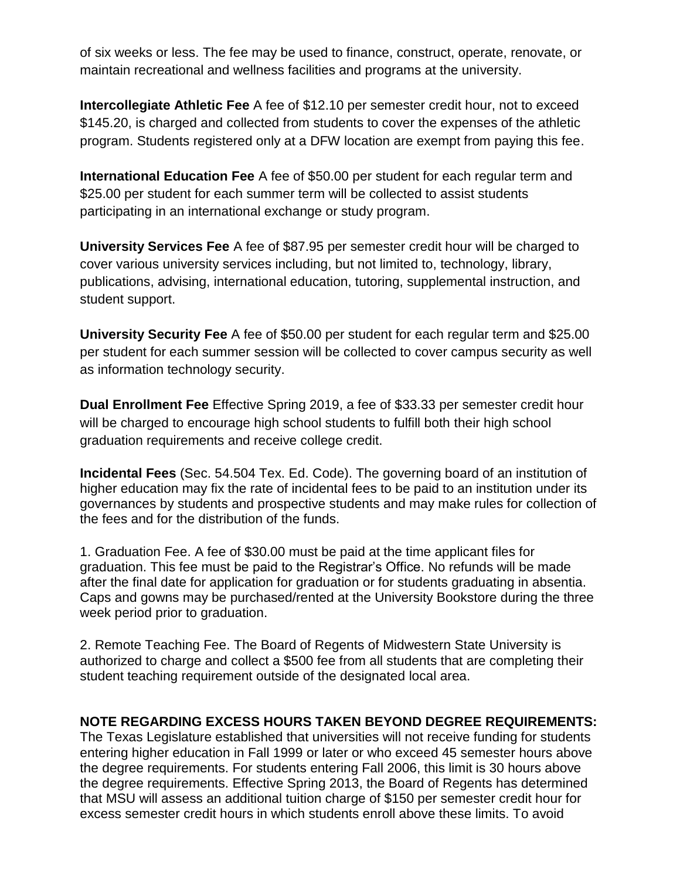of six weeks or less. The fee may be used to finance, construct, operate, renovate, or maintain recreational and wellness facilities and programs at the university.

**Intercollegiate Athletic Fee** A fee of $12.10 per semester credit hour, not to exceed $145.20, is charged and collected from students to cover the expenses of the athletic program. Students registered only at a DFW location are exempt from paying this fee.

**International Education Fee** A fee of $50.00 per student for each regular term and $25.00 per student for each summer term will be collected to assist students participating in an international exchange or study program.

**University Services Fee** A fee of $87.95 per semester credit hour will be charged to cover various university services including, but not limited to, technology, library, publications, advising, international education, tutoring, supplemental instruction, and student support.

**University Security Fee** A fee of $50.00 per student for each regular term and $25.00 per student for each summer session will be collected to cover campus security as well as information technology security.

**Dual Enrollment Fee** Effective Spring 2019, a fee of $33.33 per semester credit hour will be charged to encourage high school students to fulfill both their high school graduation requirements and receive college credit.

**Incidental Fees** (Sec. 54.504 Tex. Ed. Code). The governing board of an institution of higher education may fix the rate of incidental fees to be paid to an institution under its governances by students and prospective students and may make rules for collection of the fees and for the distribution of the funds.

1. Graduation Fee. A fee of $30.00 must be paid at the time applicant files for graduation. This fee must be paid to the Registrar's Office. No refunds will be made after the final date for application for graduation or for students graduating in absentia. Caps and gowns may be purchased/rented at the University Bookstore during the three week period prior to graduation.

2. Remote Teaching Fee. The Board of Regents of Midwestern State University is authorized to charge and collect a $500 fee from all students that are completing their student teaching requirement outside of the designated local area.

**NOTE REGARDING EXCESS HOURS TAKEN BEYOND DEGREE REQUIREMENTS:**
The Texas Legislature established that universities will not receive funding for students entering higher education in Fall 1999 or later or who exceed 45 semester hours above the degree requirements. For students entering Fall 2006, this limit is 30 hours above the degree requirements. Effective Spring 2013, the Board of Regents has determined that MSU will assess an additional tuition charge of $150 per semester credit hour for excess semester credit hours in which students enroll above these limits. To avoid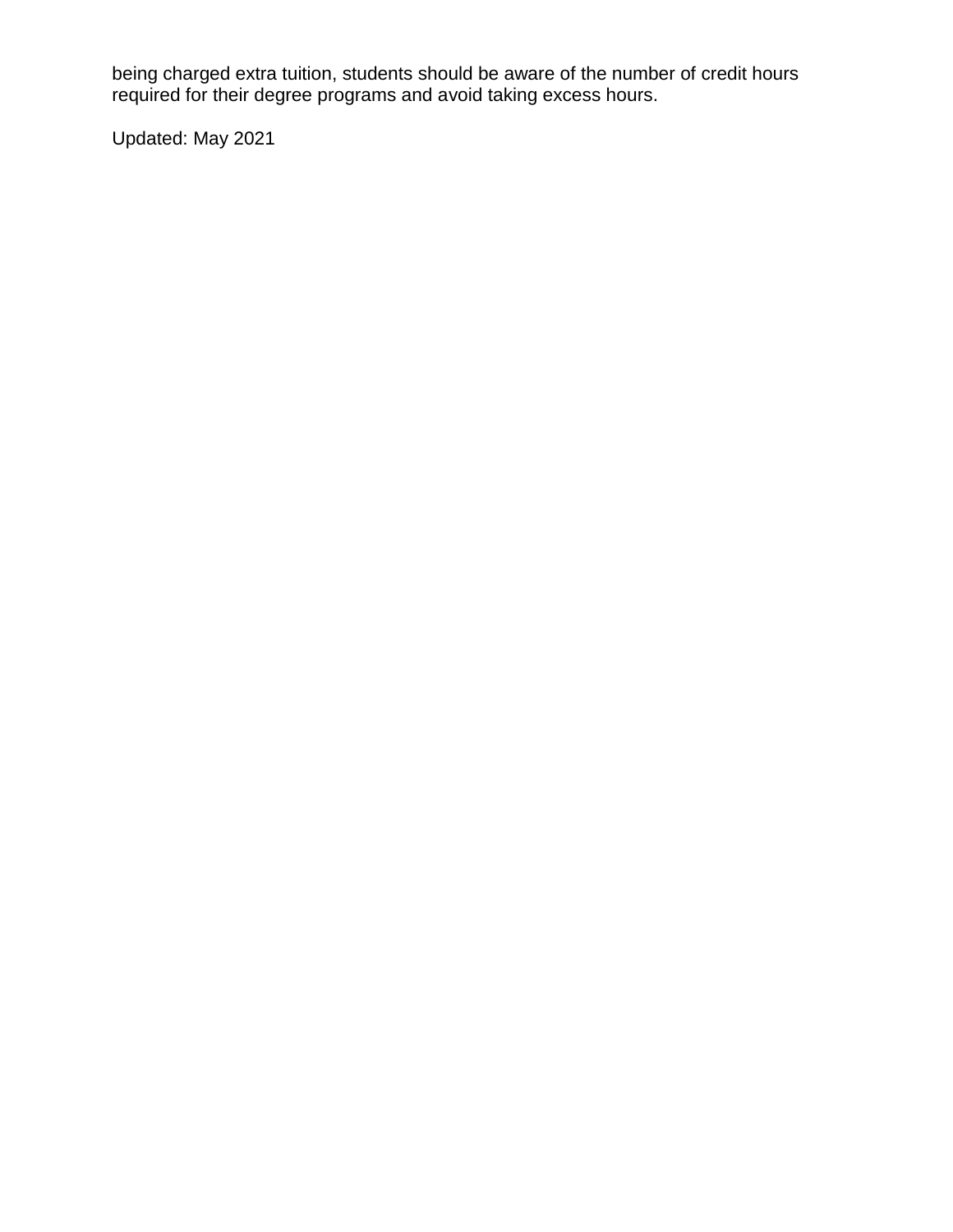being charged extra tuition, students should be aware of the number of credit hours required for their degree programs and avoid taking excess hours.

Updated: May 2021